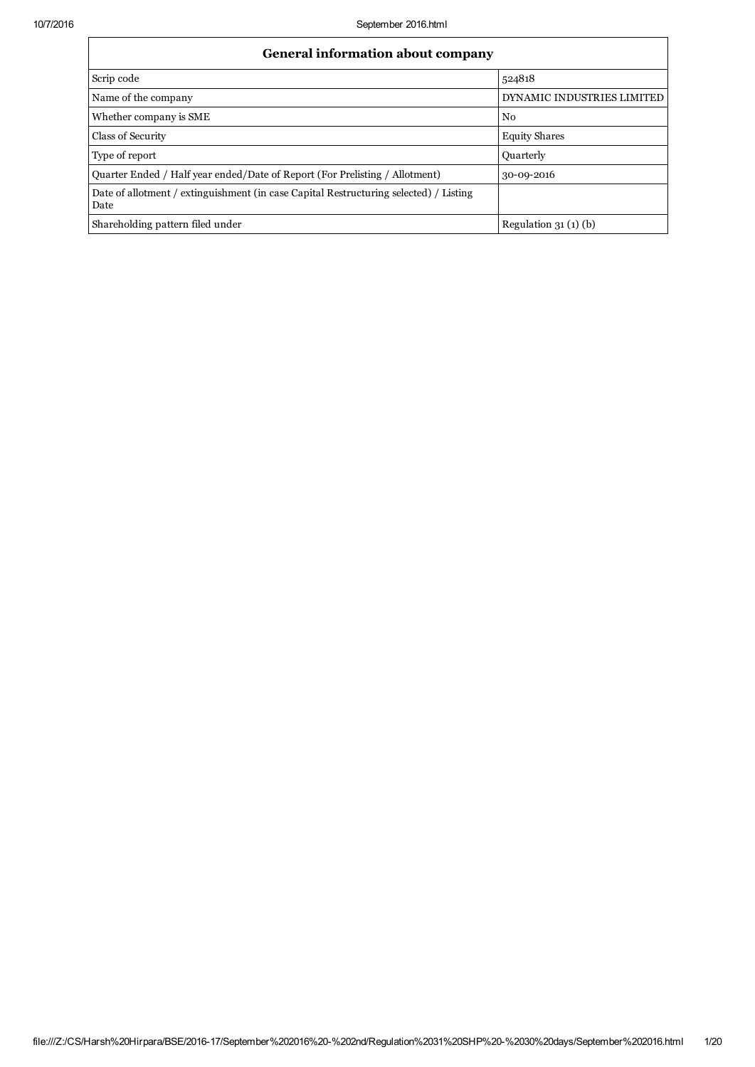| General information about company | |
|---|---|
| Scrip code | 524818 |
| Name of the company | DYNAMIC INDUSTRIES LIMITED |
| Whether company is SME | No |
| Class of Security | Equity Shares |
| Type of report | Quarterly |
| Quarter Ended / Half year ended/Date of Report (For Prelisting / Allotment) | 30-09-2016 |
| Date of allotment / extinguishment (in case Capital Restructuring selected) / Listing Date | |
| Shareholding pattern filed under | Regulation 31 (1) (b) |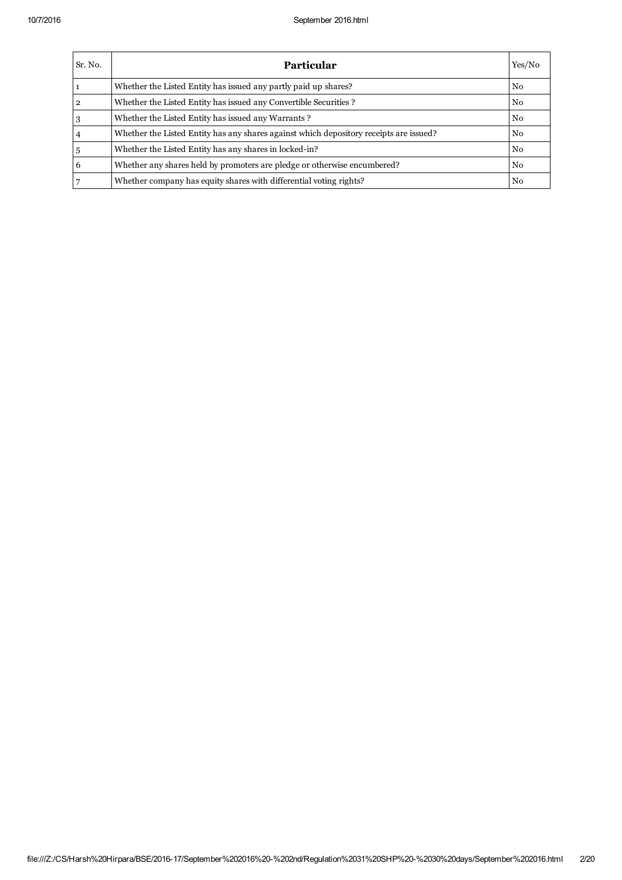| Sr. No. | Particular | Yes/No |
|---|---|---|
| 1 | Whether the Listed Entity has issued any partly paid up shares? | No |
| 2 | Whether the Listed Entity has issued any Convertible Securities ? | No |
| 3 | Whether the Listed Entity has issued any Warrants ? | No |
| 4 | Whether the Listed Entity has any shares against which depository receipts are issued? | No |
| 5 | Whether the Listed Entity has any shares in locked-in? | No |
| 6 | Whether any shares held by promoters are pledge or otherwise encumbered? | No |
| 7 | Whether company has equity shares with differential voting rights? | No |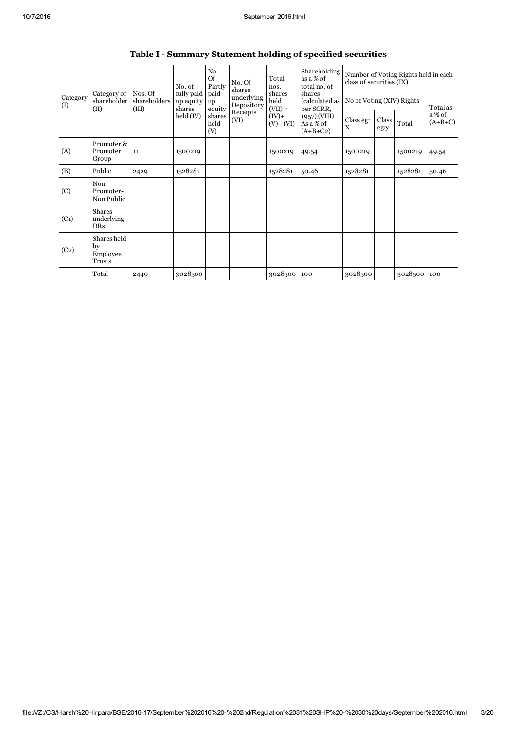## Table I - Summary Statement holding of specified securities

| Category (I) | Category of shareholder (II) | Nos. Of shareholders (III) | No. of fully paid up equity shares held (IV) | No. Of Partly paid-up equity shares held (V) | No. Of shares underlying Depository Receipts (VI) | Total nos. shares held (VII) = (IV)+ (V)+ (VI) | Shareholding as a % of total no. of shares (calculated as per SCRR, 1957) (VIII) As a % of (A+B+C2) | Number of Voting Rights held in each class of securities (IX) | | | |
|---|---|---|---|---|---|---|---|---|---|---|---|
| | | | | | | | | No of Voting (XIV) Rights | | | Total as a % of (A+B+C) |
| | | | | | | | | Class eg: X | Class eg:y | Total | |
| (A) | Promoter & Promoter Group | 11 | 1500219 | | | 1500219 | 49.54 | 1500219 | | 1500219 | 49.54 |
| (B) | Public | 2429 | 1528281 | | | 1528281 | 50.46 | 1528281 | | 1528281 | 50.46 |
| (C) | Non Promoter- Non Public | | | | | | | | | | |
| (C1) | Shares underlying DRs | | | | | | | | | | |
| (C2) | Shares held by Employee Trusts | | | | | | | | | | |
| | Total | 2440 | 3028500 | | | 3028500 | 100 | 3028500 | | 3028500 | 100 |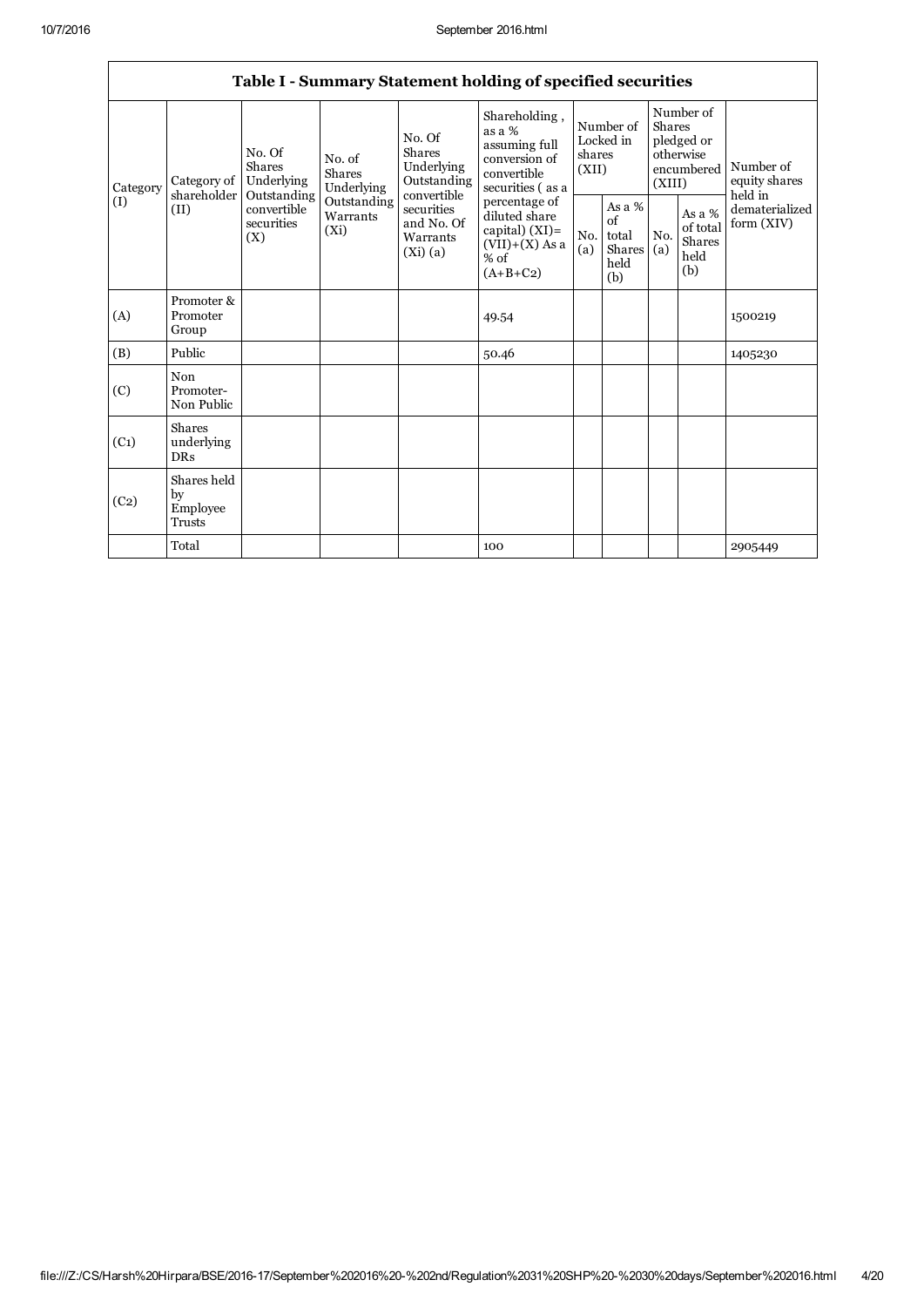| Table I - Summary Statement holding of specified securities | | | | | | | | | | |
|---|---|---|---|---|---|---|---|---|---|---|
| Category (I) | Category of shareholder (II) | No. Of Shares Underlying Outstanding convertible securities (X) | No. of Shares Underlying Outstanding Warrants (Xi) | No. Of Shares Underlying Outstanding convertible securities and No. Of Warrants (Xi) (a) | Shareholding , as a % assuming full conversion of convertible securities ( as a percentage of diluted share capital) (XI)= (VII)+(X) As a % of (A+B+C2) | Number of Locked in shares (XII) | | Number of Shares pledged or otherwise encumbered (XIII) | | Number of equity shares held in dematerialized form (XIV) |
| | | | | | | No. (a) | As a % of total Shares held (b) | No. (a) | As a % of total Shares held (b) | |
| (A) | Promoter & Promoter Group | | | | 49.54 | | | | | 1500219 |
| (B) | Public | | | | 50.46 | | | | | 1405230 |
| (C) | Non Promoter- Non Public | | | | | | | | | |
| (C1) | Shares underlying DRs | | | | | | | | | |
| (C2) | Shares held by Employee Trusts | | | | | | | | | |
| | Total | | | | 100 | | | | | 2905449 |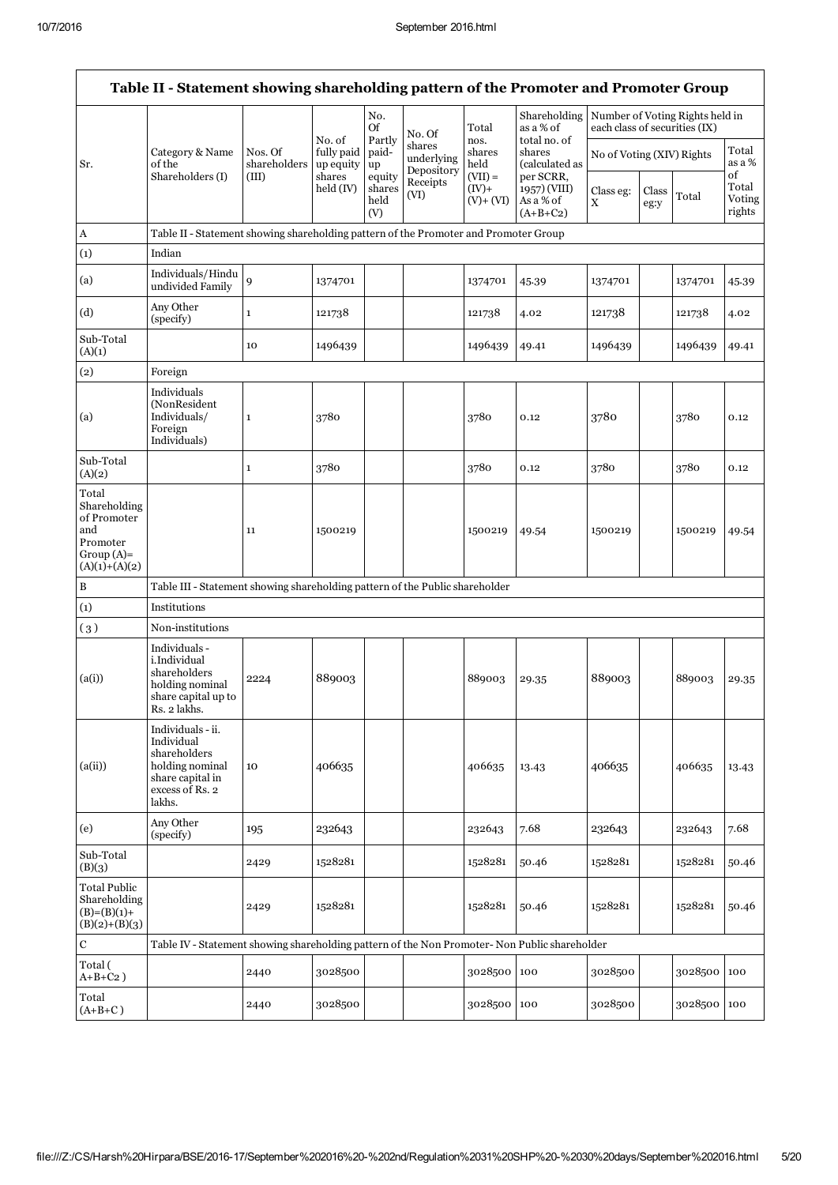## Table II - Statement showing shareholding pattern of the Promoter and Promoter Group

| Sr. | Category & Name of the Shareholders (I) | Nos. Of shareholders (III) | No. of fully paid up equity shares held (IV) | No. Of Partly paid-up equity shares held (V) | No. Of shares underlying Depository Receipts (VI) | Total nos. shares held (VII) = (IV)+ (V)+ (VI) | Shareholding as a % of total no. of shares (calculated as per SCRR, 1957) (VIII) As a % of (A+B+C2) | Number of Voting Rights held in each class of securities (IX) | | | |
|---|---|---|---|---|---|---|---|---|---|---|---|
| | | | | | | | | No of Voting (XIV) Rights | | | Total as a % of Total Voting rights |
| | | | | | | | | Class eg: X | Class eg:y | Total | |
| A | Table II - Statement showing shareholding pattern of the Promoter and Promoter Group | | | | | | | | | | |
| (1) | Indian | | | | | | | | | | |
| (a) | Individuals/Hindu undivided Family | 9 | 1374701 | | | 1374701 | 45.39 | 1374701 | | 1374701 | 45.39 |
| (d) | Any Other (specify) | 1 | 121738 | | | 121738 | 4.02 | 121738 | | 121738 | 4.02 |
| Sub-Total (A)(1) | | 10 | 1496439 | | | 1496439 | 49.41 | 1496439 | | 1496439 | 49.41 |
| (2) | Foreign | | | | | | | | | | |
| (a) | Individuals (NonResident Individuals/ Foreign Individuals) | 1 | 3780 | | | 3780 | 0.12 | 3780 | | 3780 | 0.12 |
| Sub-Total (A)(2) | | 1 | 3780 | | | 3780 | 0.12 | 3780 | | 3780 | 0.12 |
| Total Shareholding of Promoter and Promoter Group (A)= (A)(1)+(A)(2) | | 11 | 1500219 | | | 1500219 | 49.54 | 1500219 | | 1500219 | 49.54 |
| B | Table III - Statement showing shareholding pattern of the Public shareholder | | | | | | | | | | |
| (1) | Institutions | | | | | | | | | | |
| (3) | Non-institutions | | | | | | | | | | |
| (a(i)) | Individuals - i.Individual shareholders holding nominal share capital up to Rs. 2 lakhs. | 2224 | 889003 | | | 889003 | 29.35 | 889003 | | 889003 | 29.35 |
| (a(ii)) | Individuals - ii. Individual shareholders holding nominal share capital in excess of Rs. 2 lakhs. | 10 | 406635 | | | 406635 | 13.43 | 406635 | | 406635 | 13.43 |
| (e) | Any Other (specify) | 195 | 232643 | | | 232643 | 7.68 | 232643 | | 232643 | 7.68 |
| Sub-Total (B)(3) | | 2429 | 1528281 | | | 1528281 | 50.46 | 1528281 | | 1528281 | 50.46 |
| Total Public Shareholding (B)=(B)(1)+ (B)(2)+(B)(3) | | 2429 | 1528281 | | | 1528281 | 50.46 | 1528281 | | 1528281 | 50.46 |
| C | Table IV - Statement showing shareholding pattern of the Non Promoter- Non Public shareholder | | | | | | | | | | |
| Total ( A+B+C2 ) | | 2440 | 3028500 | | | 3028500 | 100 | 3028500 | | 3028500 | 100 |
| Total (A+B+C ) | | 2440 | 3028500 | | | 3028500 | 100 | 3028500 | | 3028500 | 100 |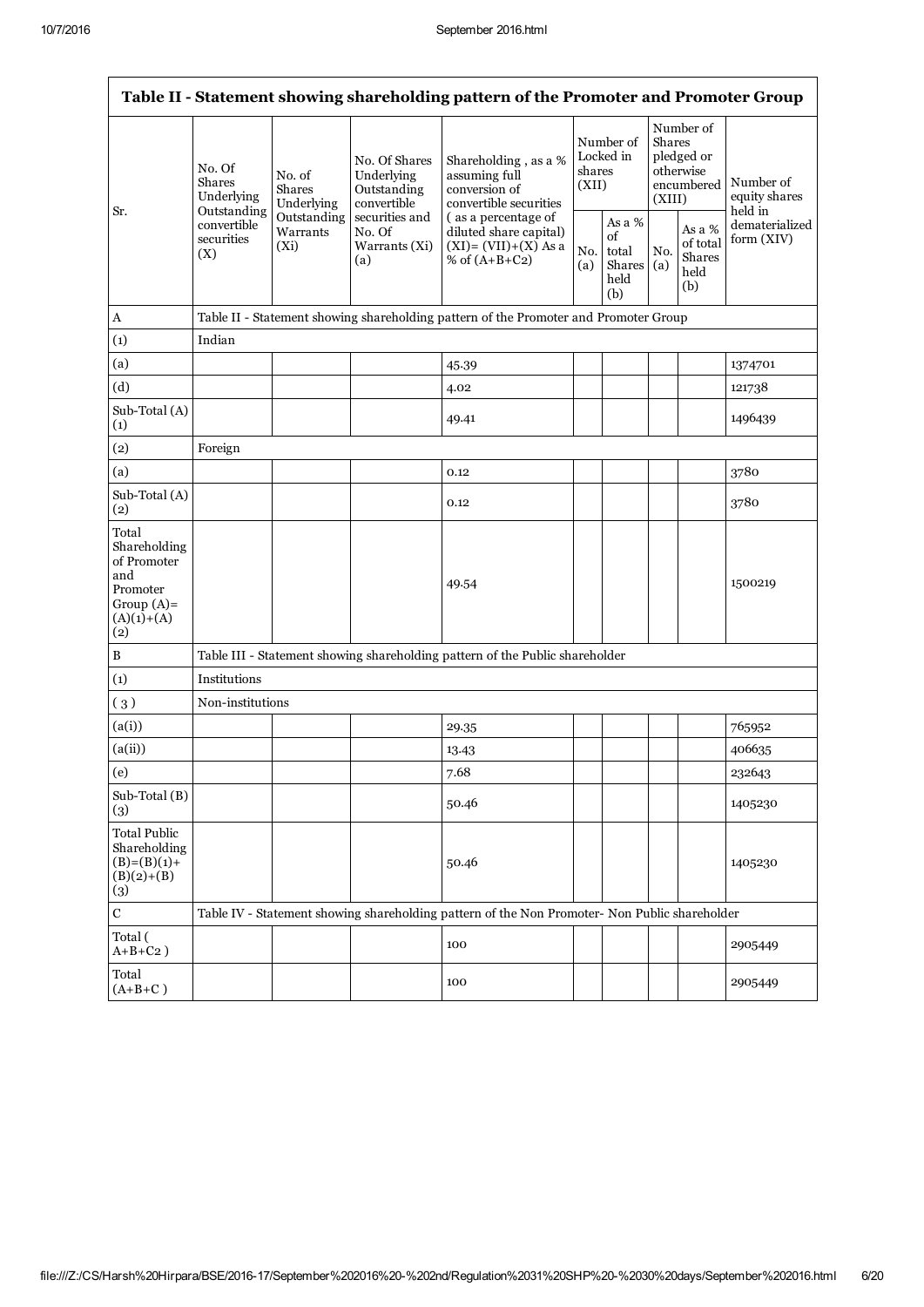| Table II - Statement showing shareholding pattern of the Promoter and Promoter Group | | | | | | | | | |
|---|---|---|---|---|---|---|---|---|---|
| Sr. | No. Of Shares Underlying Outstanding convertible securities (X) | No. of Shares Underlying Outstanding Warrants (Xi) | No. Of Shares Underlying Outstanding convertible securities and No. Of Warrants (Xi) (a) | Shareholding , as a % assuming full conversion of convertible securities ( as a percentage of diluted share capital) (XI)= (VII)+(X) As a % of (A+B+C2) | Number of Locked in shares (XII) | | Number of Shares pledged or otherwise encumbered (XIII) | | Number of equity shares held in dematerialized form (XIV) |
| | | | | | No. (a) | As a % of total Shares held (b) | No. (a) | As a % of total Shares held (b) | |
| A | Table II - Statement showing shareholding pattern of the Promoter and Promoter Group | | | | | | | | |
| (1) | Indian | | | | | | | | |
| (a) | | | | 45.39 | | | | | 1374701 |
| (d) | | | | 4.02 | | | | | 121738 |
| Sub-Total (A) (1) | | | | 49.41 | | | | | 1496439 |
| (2) | Foreign | | | | | | | | |
| (a) | | | | 0.12 | | | | | 3780 |
| Sub-Total (A) (2) | | | | 0.12 | | | | | 3780 |
| Total Shareholding of Promoter and Promoter Group (A)= (A)(1)+(A) (2) | | | | 49.54 | | | | | 1500219 |
| B | Table III - Statement showing shareholding pattern of the Public shareholder | | | | | | | | |
| (1) | Institutions | | | | | | | | |
| ( 3 ) | Non-institutions | | | | | | | | |
| (a(i)) | | | | 29.35 | | | | | 765952 |
| (a(ii)) | | | | 13.43 | | | | | 406635 |
| (e) | | | | 7.68 | | | | | 232643 |
| Sub-Total (B) (3) | | | | 50.46 | | | | | 1405230 |
| Total Public Shareholding (B)=(B)(1)+ (B)(2)+(B) (3) | | | | 50.46 | | | | | 1405230 |
| C | Table IV - Statement showing shareholding pattern of the Non Promoter- Non Public shareholder | | | | | | | | |
| Total ( A+B+C2 ) | | | | 100 | | | | | 2905449 |
| Total (A+B+C ) | | | | 100 | | | | | 2905449 |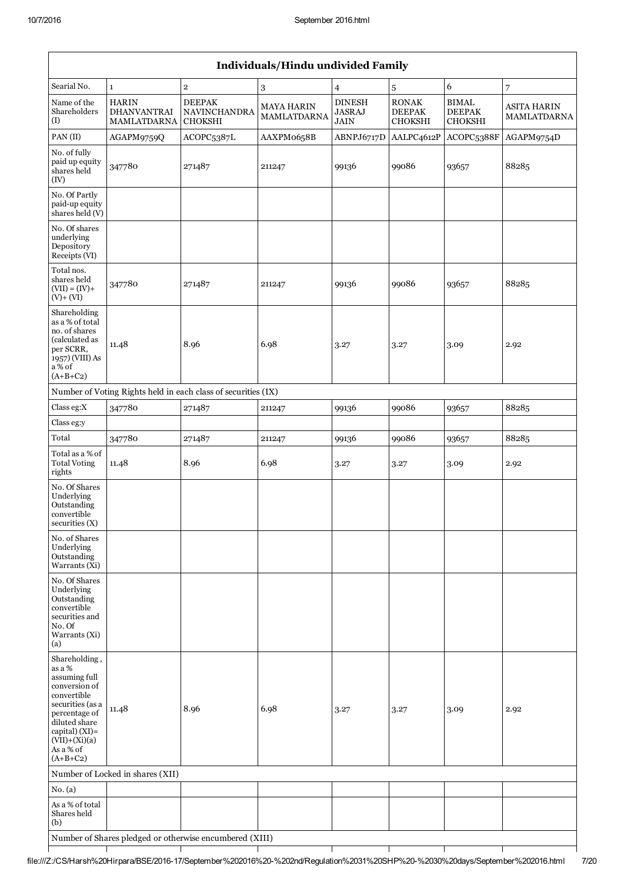| Individuals/Hindu undivided Family | | | | | | | |
|---|---|---|---|---|---|---|---|
| Searial No. | 1 | 2 | 3 | 4 | 5 | 6 | 7 |
| Name of the Shareholders (I) | HARIN DHANVANTRAI MAMLATDARNA | DEEPAK NAVINCHANDRA CHOKSHI | MAYA HARIN MAMLATDARNA | DINESH JASRAJ JAIN | RONAK DEEPAK CHOKSHI | BIMAL DEEPAK CHOKSHI | ASITA HARIN MAMLATDARNA |
| PAN (II) | AGAPM9759Q | ACOPC5387L | AAXPM0658B | ABNPJ6717D | AALPC4612P | ACOPC5388F | AGAPM9754D |
| No. of fully paid up equity shares held (IV) | 347780 | 271487 | 211247 | 99136 | 99086 | 93657 | 88285 |
| No. Of Partly paid-up equity shares held (V) | | | | | | | |
| No. Of shares underlying Depository Receipts (VI) | | | | | | | |
| Total nos. shares held (VII) = (IV)+ (V)+ (VI) | 347780 | 271487 | 211247 | 99136 | 99086 | 93657 | 88285 |
| Shareholding as a % of total no. of shares (calculated as per SCRR, 1957) (VIII) As a % of (A+B+C2) | 11.48 | 8.96 | 6.98 | 3.27 | 3.27 | 3.09 | 2.92 |
| Number of Voting Rights held in each class of securities (IX) | | | | | | | |
| Class eg:X | 347780 | 271487 | 211247 | 99136 | 99086 | 93657 | 88285 |
| Class eg:y | | | | | | | |
| Total | 347780 | 271487 | 211247 | 99136 | 99086 | 93657 | 88285 |
| Total as a % of Total Voting rights | 11.48 | 8.96 | 6.98 | 3.27 | 3.27 | 3.09 | 2.92 |
| No. Of Shares Underlying Outstanding convertible securities (X) | | | | | | | |
| No. of Shares Underlying Outstanding Warrants (Xi) | | | | | | | |
| No. Of Shares Underlying Outstanding convertible securities and No. Of Warrants (Xi) (a) | | | | | | | |
| Shareholding , as a % assuming full conversion of convertible securities (as a percentage of diluted share capital) (XI)= (VII)+(Xi)(a) As a % of (A+B+C2) | 11.48 | 8.96 | 6.98 | 3.27 | 3.27 | 3.09 | 2.92 |
| Number of Locked in shares (XII) | | | | | | | |
| No. (a) | | | | | | | |
| As a % of total Shares held (b) | | | | | | | |
| Number of Shares pledged or otherwise encumbered (XIII) | | | | | | | |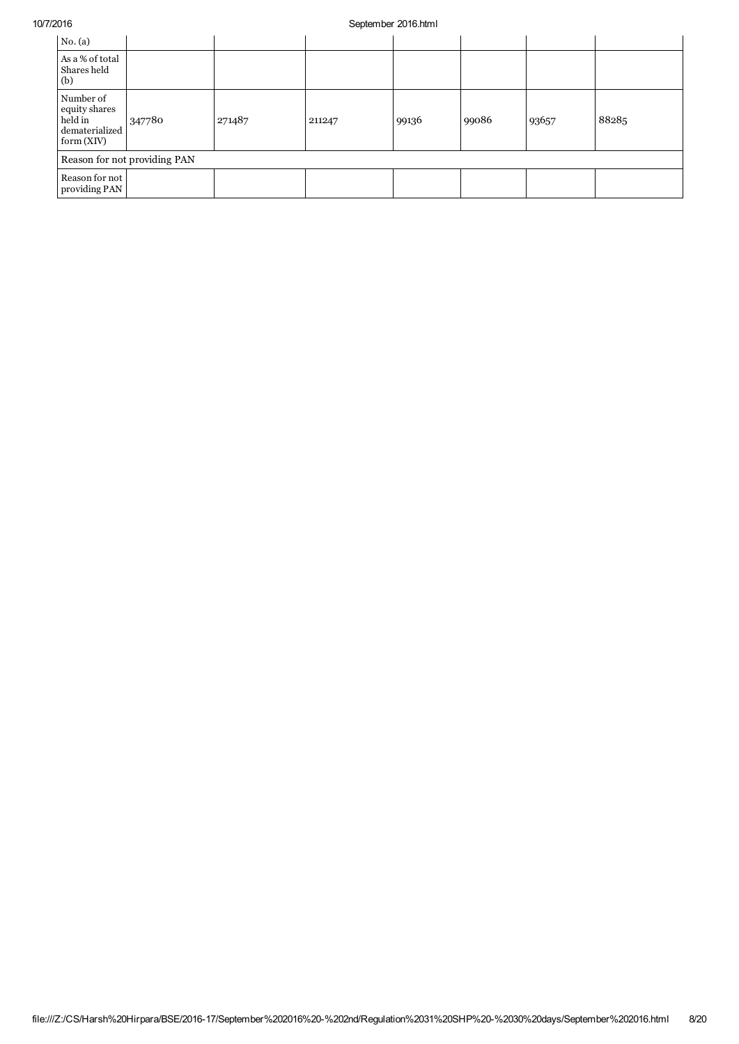| | | | | | | | |
|---|---|---|---|---|---|---|---|
| No. (a) | | | | | | | |
| As a % of total Shares held (b) | | | | | | | |
| Number of equity shares held in dematerialized form (XIV) | 347780 | 271487 | 211247 | 99136 | 99086 | 93657 | 88285 |
| Reason for not providing PAN | | | | | | | |
| Reason for not providing PAN | | | | | | | |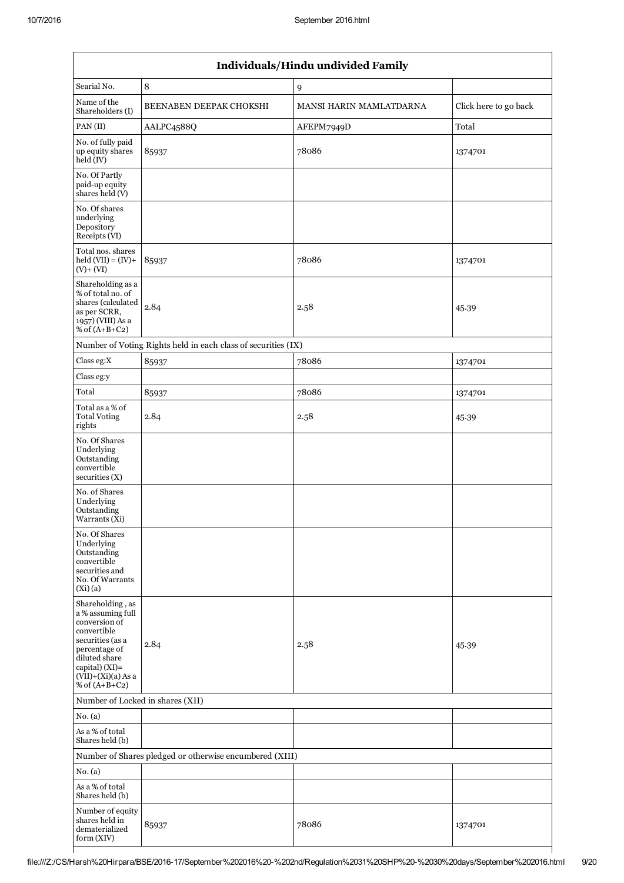| Individuals/Hindu undivided Family | | | |
|---|---|---|---|
| Searial No. | 8 | 9 | |
| Name of the Shareholders (I) | BEENABEN DEEPAK CHOKSHI | MANSI HARIN MAMLATDARNA | Click here to go back |
| PAN (II) | AALPC4588Q | AFEPM7949D | Total |
| No. of fully paid up equity shares held (IV) | 85937 | 78086 | 1374701 |
| No. Of Partly paid-up equity shares held (V) | | | |
| No. Of shares underlying Depository Receipts (VI) | | | |
| Total nos. shares held (VII) = (IV)+ (V)+ (VI) | 85937 | 78086 | 1374701 |
| Shareholding as a % of total no. of shares (calculated as per SCRR, 1957) (VIII) As a % of (A+B+C2) | 2.84 | 2.58 | 45.39 |
| Number of Voting Rights held in each class of securities (IX) | | | |
| Class eg:X | 85937 | 78086 | 1374701 |
| Class eg:y | | | |
| Total | 85937 | 78086 | 1374701 |
| Total as a % of Total Voting rights | 2.84 | 2.58 | 45.39 |
| No. Of Shares Underlying Outstanding convertible securities (X) | | | |
| No. of Shares Underlying Outstanding Warrants (Xi) | | | |
| No. Of Shares Underlying Outstanding convertible securities and No. Of Warrants (Xi) (a) | | | |
| Shareholding , as a % assuming full conversion of convertible securities (as a percentage of diluted share capital) (XI)= (VII)+(Xi)(a) As a % of (A+B+C2) | 2.84 | 2.58 | 45.39 |
| Number of Locked in shares (XII) | | | |
| No. (a) | | | |
| As a % of total Shares held (b) | | | |
| Number of Shares pledged or otherwise encumbered (XIII) | | | |
| No. (a) | | | |
| As a % of total Shares held (b) | | | |
| Number of equity shares held in dematerialized form (XIV) | 85937 | 78086 | 1374701 |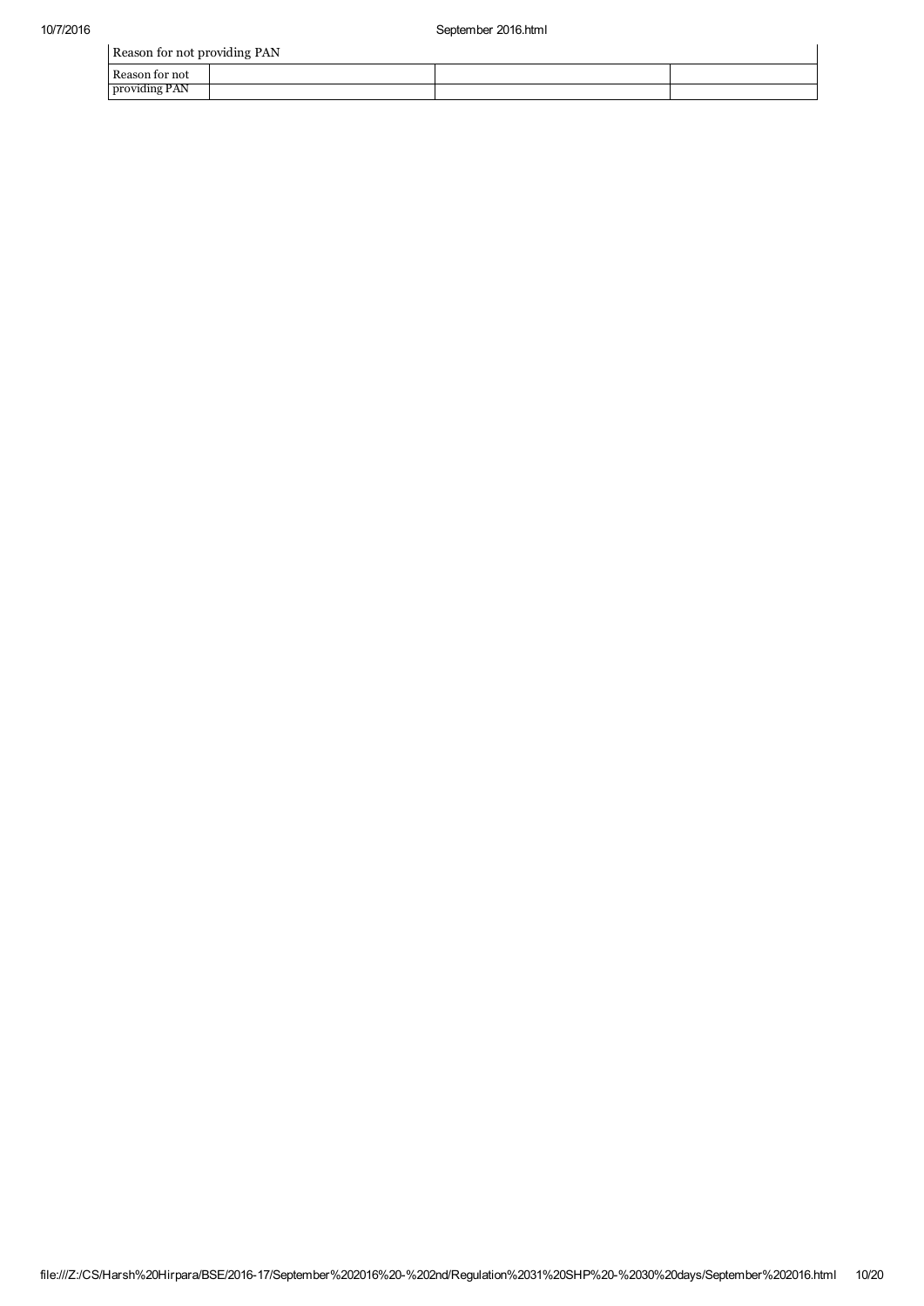| Reason for not providing PAN | | | |
|---|---|---|---|
| Reason for not providing PAN | | | |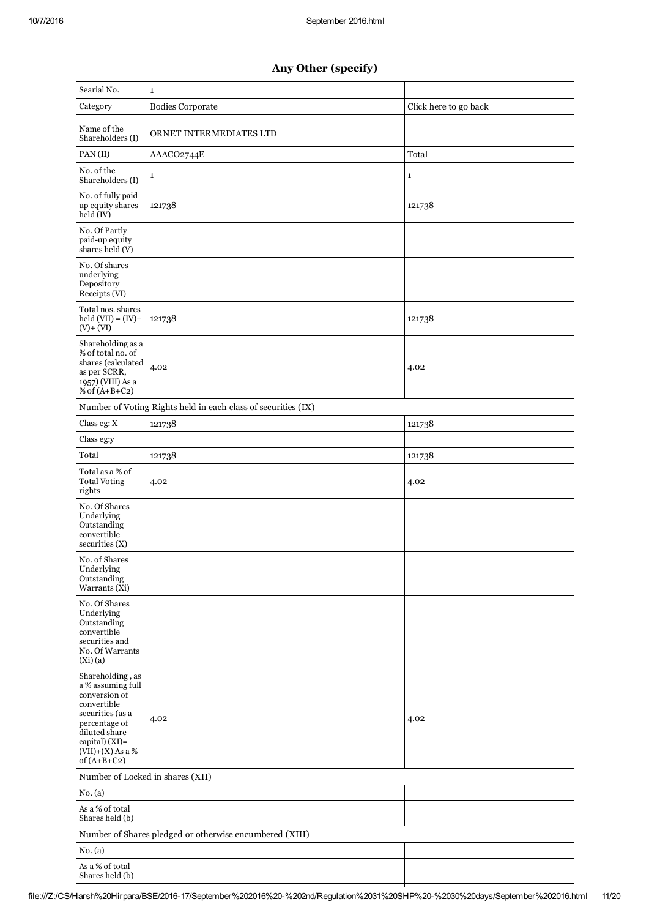| Any Other (specify) | | |
|---|---|---|
| Searial No. | 1 | |
| Category | Bodies Corporate | Click here to go back |
| Name of the Shareholders (I) | ORNET INTERMEDIATES LTD | |
| PAN (II) | AAACO2744E | Total |
| No. of the Shareholders (I) | 1 | 1 |
| No. of fully paid up equity shares held (IV) | 121738 | 121738 |
| No. Of Partly paid-up equity shares held (V) | | |
| No. Of shares underlying Depository Receipts (VI) | | |
| Total nos. shares held (VII) = (IV)+ (V)+ (VI) | 121738 | 121738 |
| Shareholding as a % of total no. of shares (calculated as per SCRR, 1957) (VIII) As a % of (A+B+C2) | 4.02 | 4.02 |
| Number of Voting Rights held in each class of securities (IX) | | |
| Class eg: X | 121738 | 121738 |
| Class eg:y | | |
| Total | 121738 | 121738 |
| Total as a % of Total Voting rights | 4.02 | 4.02 |
| No. Of Shares Underlying Outstanding convertible securities (X) | | |
| No. of Shares Underlying Outstanding Warrants (Xi) | | |
| No. Of Shares Underlying Outstanding convertible securities and No. Of Warrants (Xi) (a) | | |
| Shareholding , as a % assuming full conversion of convertible securities (as a percentage of diluted share capital) (XI)= (VII)+(X) As a % of (A+B+C2) | 4.02 | 4.02 |
| Number of Locked in shares (XII) | | |
| No. (a) | | |
| As a % of total Shares held (b) | | |
| Number of Shares pledged or otherwise encumbered (XIII) | | |
| No. (a) | | |
| As a % of total Shares held (b) | | |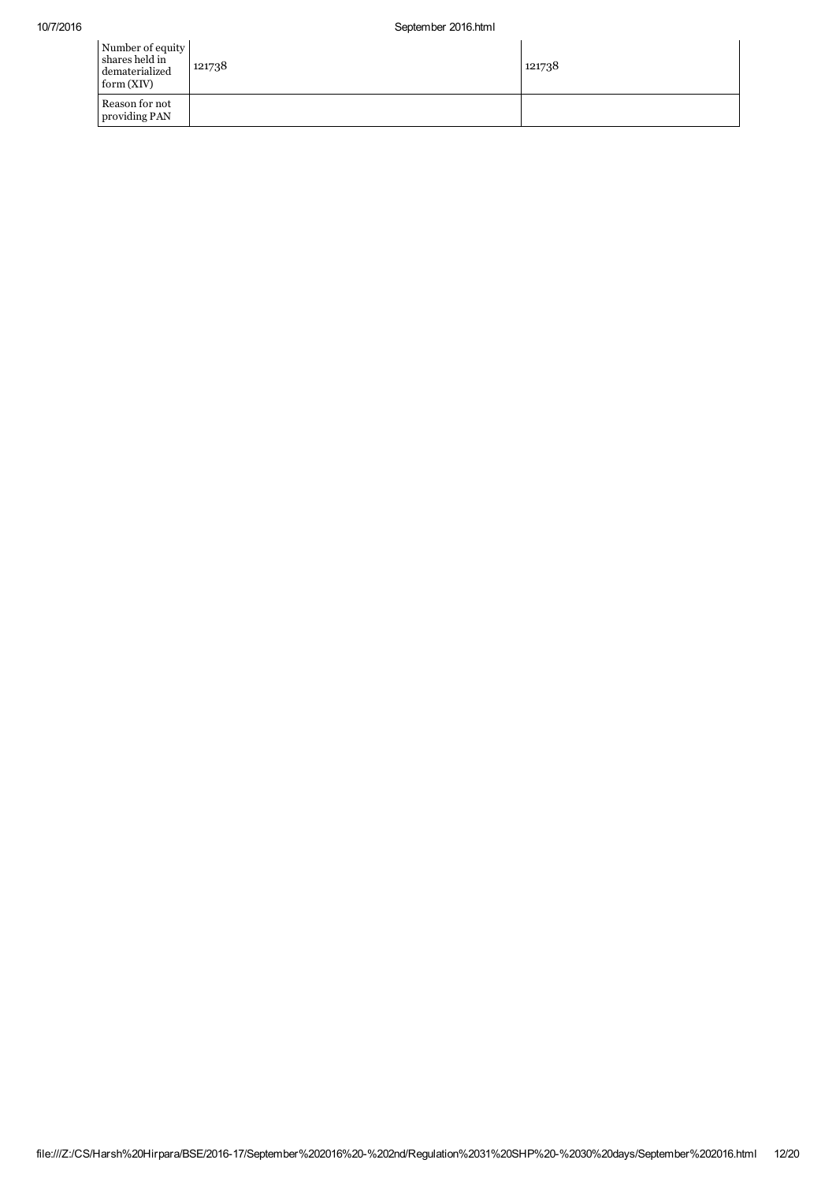| | | |
|---|---|---|
| Number of equity shares held in dematerialized form (XIV) | 121738 | 121738 |
| Reason for not providing PAN | | |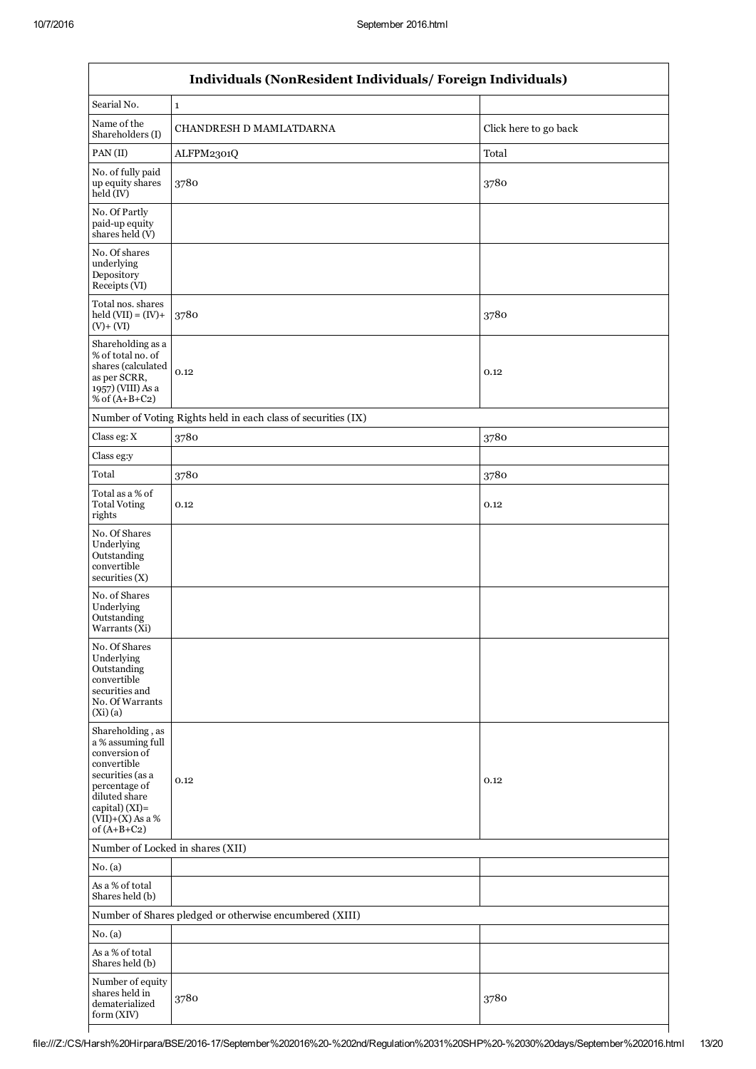| Individuals (NonResident Individuals/ Foreign Individuals) | | |
|---|---|---|
| Searial No. | 1 | |
| Name of the Shareholders (I) | CHANDRESH D MAMLATDARNA | Click here to go back |
| PAN (II) | ALFPM2301Q | Total |
| No. of fully paid up equity shares held (IV) | 3780 | 3780 |
| No. Of Partly paid-up equity shares held (V) | | |
| No. Of shares underlying Depository Receipts (VI) | | |
| Total nos. shares held (VII) = (IV)+ (V)+ (VI) | 3780 | 3780 |
| Shareholding as a % of total no. of shares (calculated as per SCRR, 1957) (VIII) As a % of (A+B+C2) | 0.12 | 0.12 |
| Number of Voting Rights held in each class of securities (IX) | | |
| Class eg: X | 3780 | 3780 |
| Class eg:y | | |
| Total | 3780 | 3780 |
| Total as a % of Total Voting rights | 0.12 | 0.12 |
| No. Of Shares Underlying Outstanding convertible securities (X) | | |
| No. of Shares Underlying Outstanding Warrants (Xi) | | |
| No. Of Shares Underlying Outstanding convertible securities and No. Of Warrants (Xi) (a) | | |
| Shareholding , as a % assuming full conversion of convertible securities (as a percentage of diluted share capital) (XI)= (VII)+(X) As a % of (A+B+C2) | 0.12 | 0.12 |
| Number of Locked in shares (XII) | | |
| No. (a) | | |
| As a % of total Shares held (b) | | |
| Number of Shares pledged or otherwise encumbered (XIII) | | |
| No. (a) | | |
| As a % of total Shares held (b) | | |
| Number of equity shares held in dematerialized form (XIV) | 3780 | 3780 |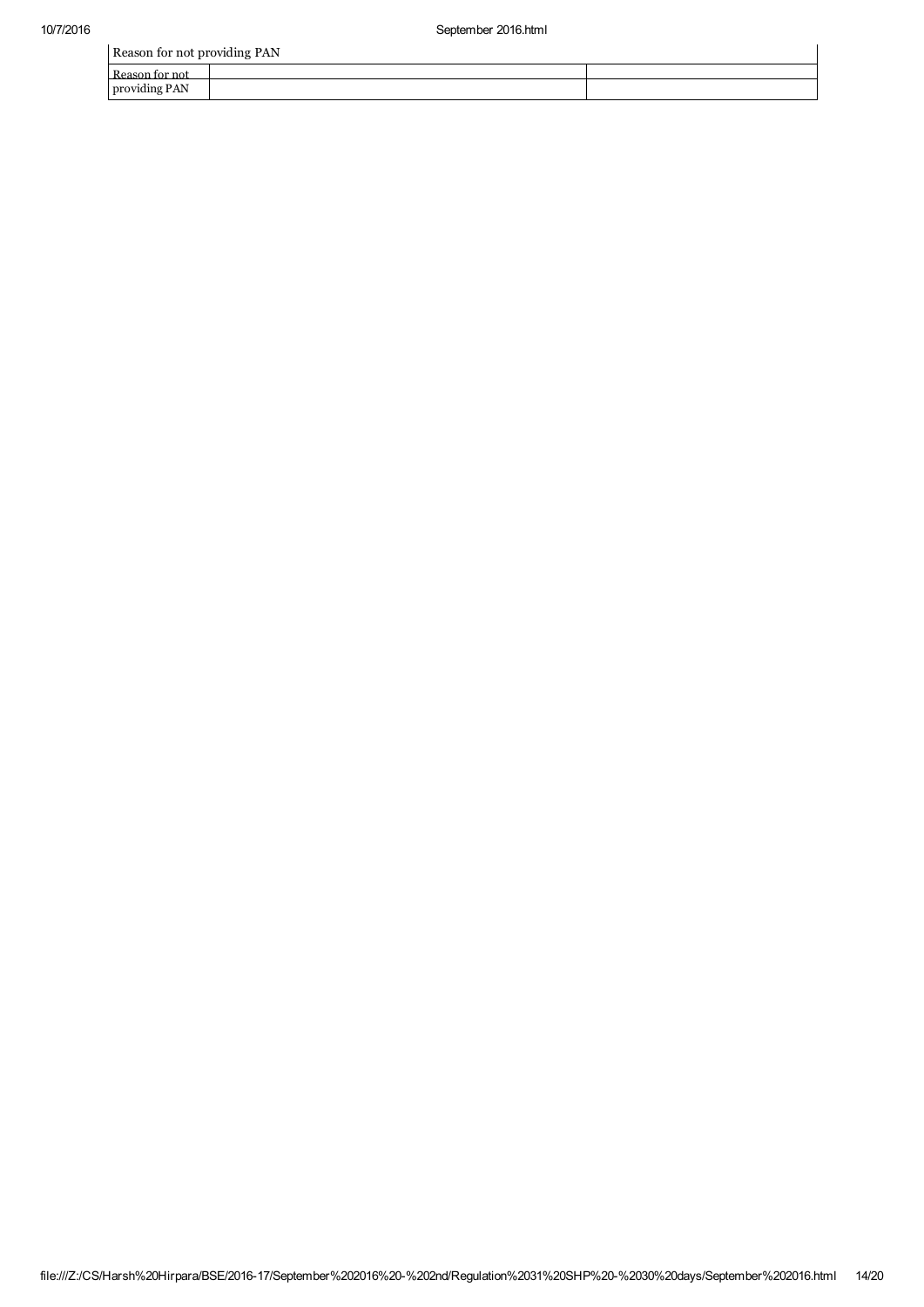| Reason for not providing PAN | | |
| --- | --- | --- |
| Reason for not providing PAN | | |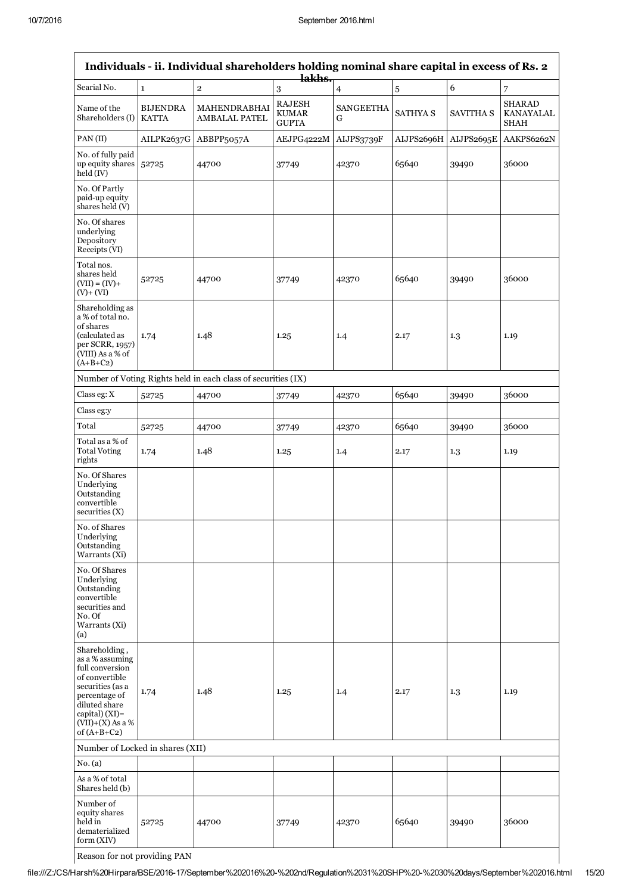| Individuals - ii. Individual shareholders holding nominal share capital in excess of Rs. 2 lakhs. | | | | | | | |
|---|---|---|---|---|---|---|---|
| Searial No. | 1 | 2 | 3 | 4 | 5 | 6 | 7 |
| Name of the Shareholders (I) | BIJENDRA KATTA | MAHENDRABHAI AMBALAL PATEL | RAJESH KUMAR GUPTA | SANGEETHA G | SATHYA S | SAVITHA S | SHARAD KANAYALAL SHAH |
| PAN (II) | AILPK2637G | ABBPP5057A | AEJPG4222M | AIJPS3739F | AIJPS2696H | AIJPS2695E | AAKPS6262N |
| No. of fully paid up equity shares held (IV) | 52725 | 44700 | 37749 | 42370 | 65640 | 39490 | 36000 |
| No. Of Partly paid-up equity shares held (V) | | | | | | | |
| No. Of shares underlying Depository Receipts (VI) | | | | | | | |
| Total nos. shares held (VII) = (IV)+(V)+ (VI) | 52725 | 44700 | 37749 | 42370 | 65640 | 39490 | 36000 |
| Shareholding as a % of total no. of shares (calculated as per SCRR, 1957) (VIII) As a % of (A+B+C2) | 1.74 | 1.48 | 1.25 | 1.4 | 2.17 | 1.3 | 1.19 |
| Number of Voting Rights held in each class of securities (IX) | | | | | | | |
| Class eg: X | 52725 | 44700 | 37749 | 42370 | 65640 | 39490 | 36000 |
| Class eg:y | | | | | | | |
| Total | 52725 | 44700 | 37749 | 42370 | 65640 | 39490 | 36000 |
| Total as a % of Total Voting rights | 1.74 | 1.48 | 1.25 | 1.4 | 2.17 | 1.3 | 1.19 |
| No. Of Shares Underlying Outstanding convertible securities (X) | | | | | | | |
| No. of Shares Underlying Outstanding Warrants (Xi) | | | | | | | |
| No. Of Shares Underlying Outstanding convertible securities and No. Of Warrants (Xi) (a) | | | | | | | |
| Shareholding , as a % assuming full conversion of convertible securities (as a percentage of diluted share capital) (XI)= (VII)+(X) As a % of (A+B+C2) | 1.74 | 1.48 | 1.25 | 1.4 | 2.17 | 1.3 | 1.19 |
| Number of Locked in shares (XII) | | | | | | | |
| No. (a) | | | | | | | |
| As a % of total Shares held (b) | | | | | | | |
| Number of equity shares held in dematerialized form (XIV) | 52725 | 44700 | 37749 | 42370 | 65640 | 39490 | 36000 |
| Reason for not providing PAN | | | | | | | |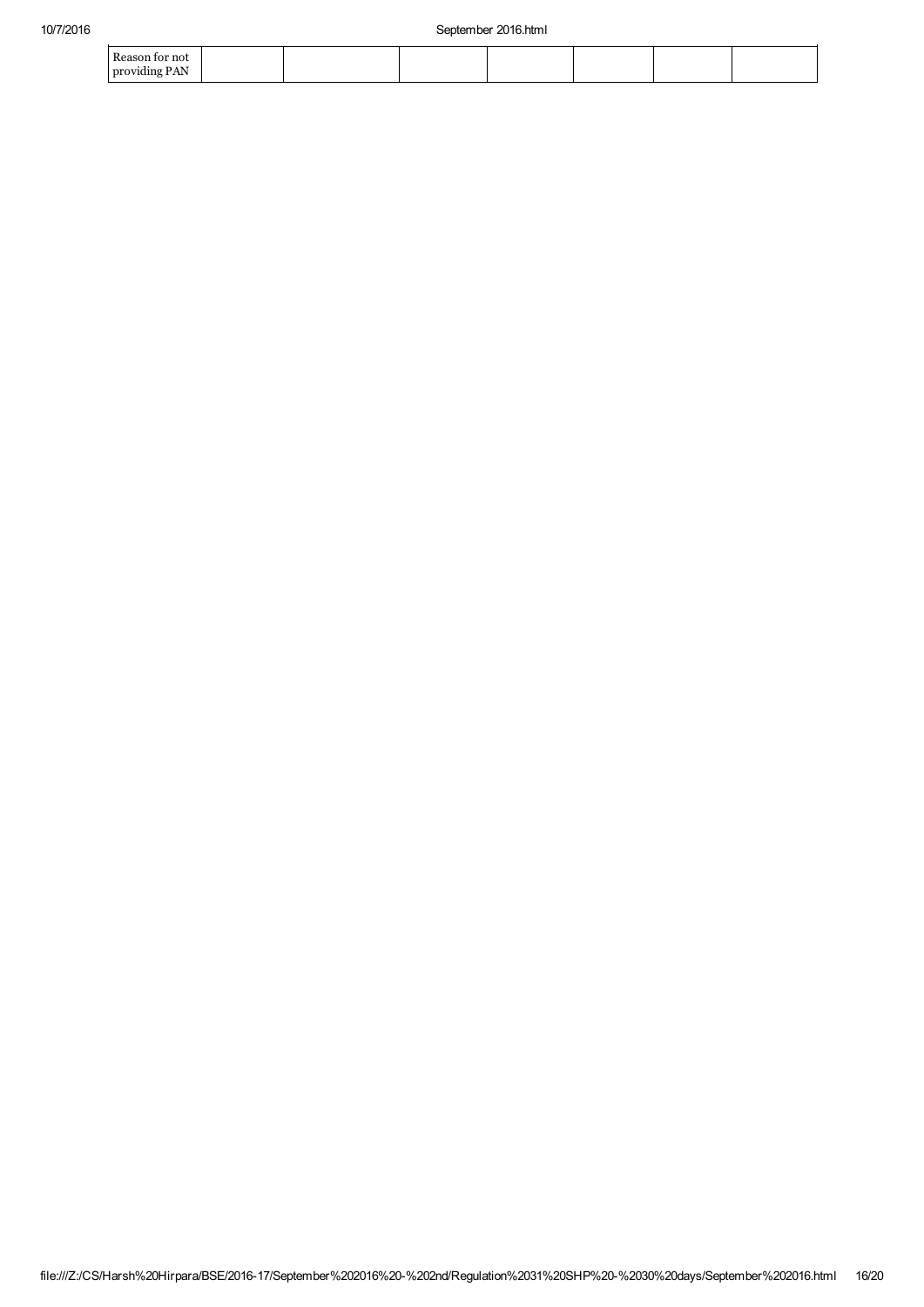| Reason for not providing PAN | | | | | | | |
|---|---|---|---|---|---|---|---|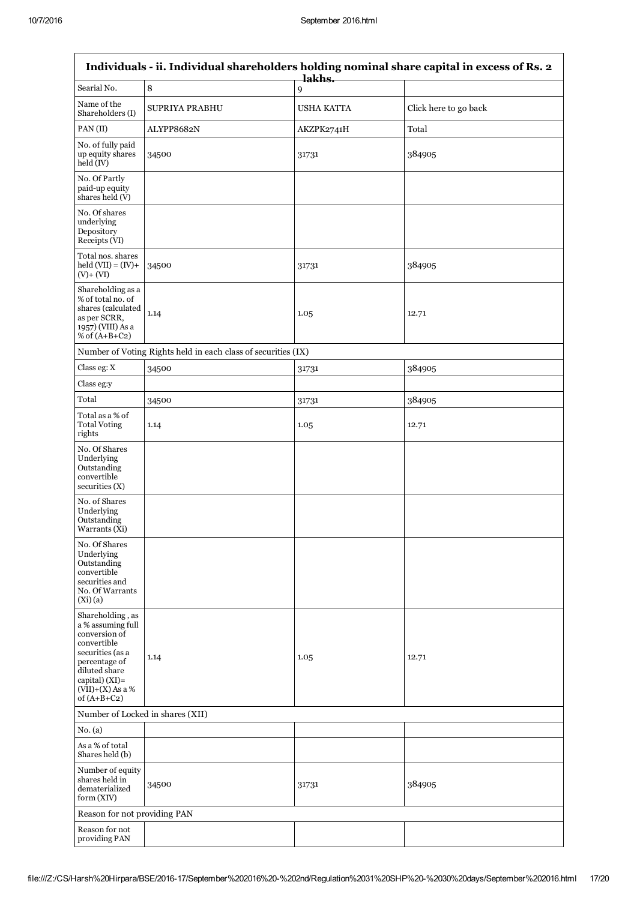| Individuals - ii. Individual shareholders holding nominal share capital in excess of Rs. 2 lakhs. | | | |
|---|---|---|---|
| Searial No. | 8 | 9 | |
| Name of the Shareholders (I) | SUPRIYA PRABHU | USHA KATTA | Click here to go back |
| PAN (II) | ALYPP8682N | AKZPK2741H | Total |
| No. of fully paid up equity shares held (IV) | 34500 | 31731 | 384905 |
| No. Of Partly paid-up equity shares held (V) | | | |
| No. Of shares underlying Depository Receipts (VI) | | | |
| Total nos. shares held (VII) = (IV)+ (V)+ (VI) | 34500 | 31731 | 384905 |
| Shareholding as a % of total no. of shares (calculated as per SCRR, 1957) (VIII) As a % of (A+B+C2) | 1.14 | 1.05 | 12.71 |
| Number of Voting Rights held in each class of securities (IX) | | | |
| Class eg: X | 34500 | 31731 | 384905 |
| Class eg:y | | | |
| Total | 34500 | 31731 | 384905 |
| Total as a % of Total Voting rights | 1.14 | 1.05 | 12.71 |
| No. Of Shares Underlying Outstanding convertible securities (X) | | | |
| No. of Shares Underlying Outstanding Warrants (Xi) | | | |
| No. Of Shares Underlying Outstanding convertible securities and No. Of Warrants (Xi) (a) | | | |
| Shareholding , as a % assuming full conversion of convertible securities (as a percentage of diluted share capital) (XI)= (VII)+(X) As a % of (A+B+C2) | 1.14 | 1.05 | 12.71 |
| Number of Locked in shares (XII) | | | |
| No. (a) | | | |
| As a % of total Shares held (b) | | | |
| Number of equity shares held in dematerialized form (XIV) | 34500 | 31731 | 384905 |
| Reason for not providing PAN | | | |
| Reason for not providing PAN | | | |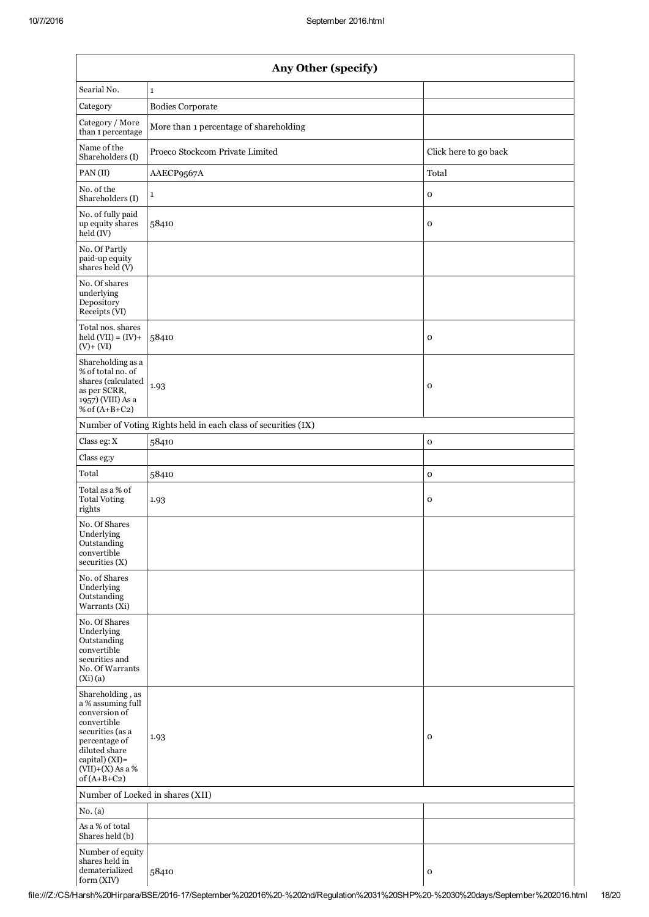## Any Other (specify)

| | | |
|---|---|---|
| Searial No. | 1 | |
| Category | Bodies Corporate | |
| Category / More than 1 percentage | More than 1 percentage of shareholding | |
| Name of the Shareholders (I) | Proeco Stockcom Private Limited | Click here to go back |
| PAN (II) | AAECP9567A | Total |
| No. of the Shareholders (I) | 1 | 0 |
| No. of fully paid up equity shares held (IV) | 58410 | 0 |
| No. Of Partly paid-up equity shares held (V) | | |
| No. Of shares underlying Depository Receipts (VI) | | |
| Total nos. shares held (VII) = (IV)+ (V)+ (VI) | 58410 | 0 |
| Shareholding as a % of total no. of shares (calculated as per SCRR, 1957) (VIII) As a % of (A+B+C2) | 1.93 | 0 |
| Number of Voting Rights held in each class of securities (IX) | | |
| Class eg: X | 58410 | 0 |
| Class eg:y | | |
| Total | 58410 | 0 |
| Total as a % of Total Voting rights | 1.93 | 0 |
| No. Of Shares Underlying Outstanding convertible securities (X) | | |
| No. of Shares Underlying Outstanding Warrants (Xi) | | |
| No. Of Shares Underlying Outstanding convertible securities and No. Of Warrants (Xi) (a) | | |
| Shareholding , as a % assuming full conversion of convertible securities (as a percentage of diluted share capital) (XI)= (VII)+(X) As a % of (A+B+C2) | 1.93 | 0 |
| Number of Locked in shares (XII) | | |
| No. (a) | | |
| As a % of total Shares held (b) | | |
| Number of equity shares held in dematerialized form (XIV) | 58410 | 0 |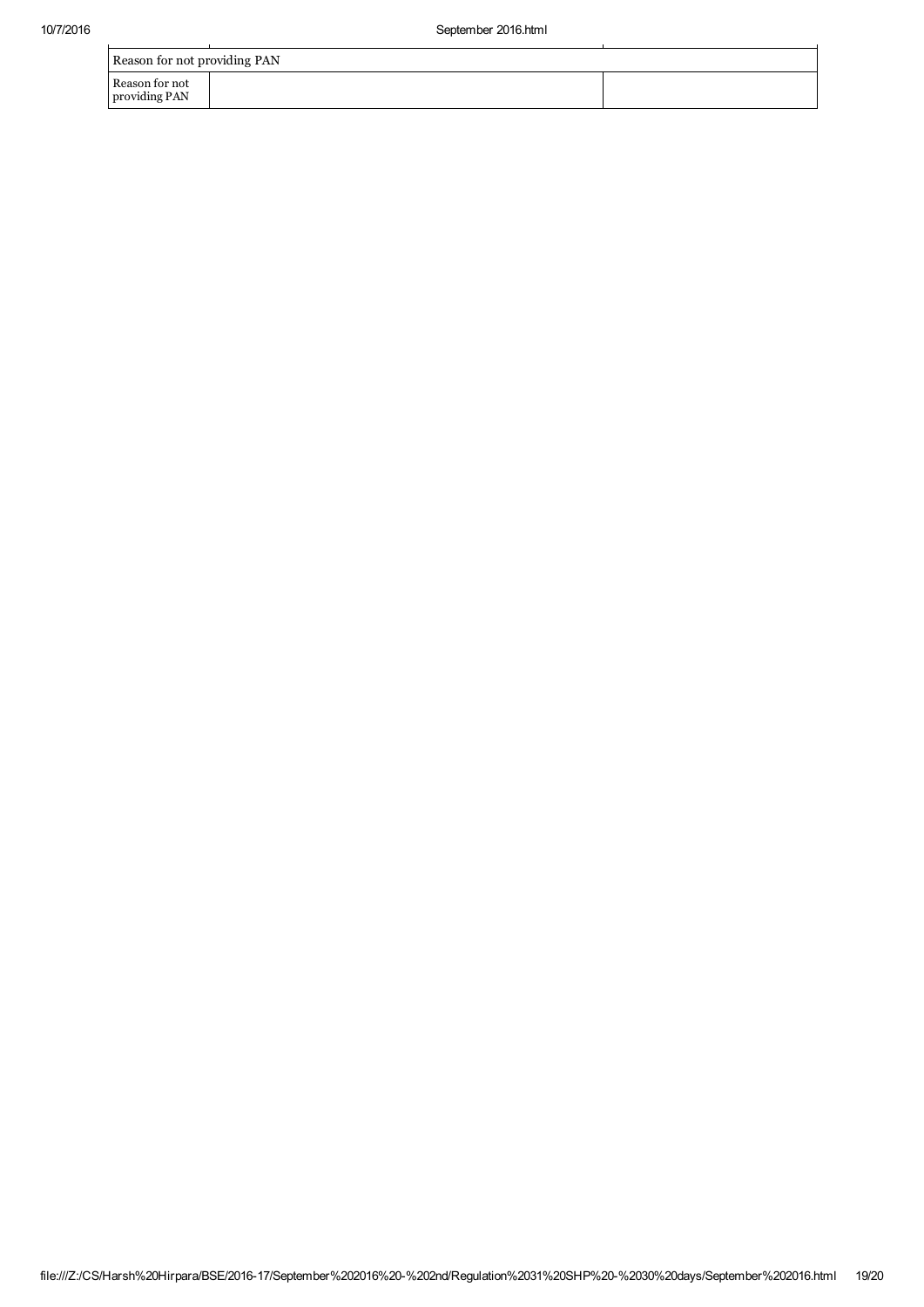| Reason for not providing PAN | | |
| --- | --- | --- |
| Reason for not providing PAN | | |